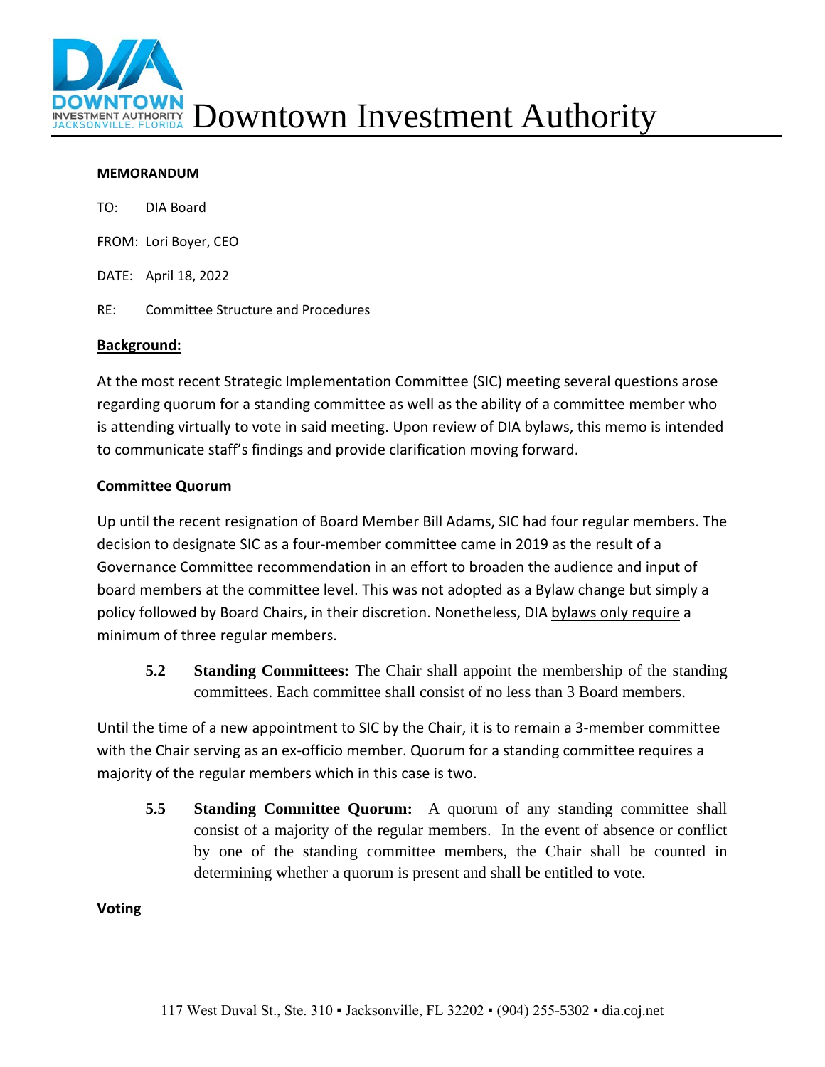# Downtown Investment Authority

**MEMORANDUM**

TO: DIA Board

FROM: Lori Boyer, CEO

DATE: April 18, 2022

RE: Committee Structure and Procedures

**Background:**

At the most recent Strategic Implementation Committee (SIC) meeting several questions arose regarding quorum for a standing committee as well as the ability of a committee member who is attending virtually to vote in said meeting. Upon review of DIA bylaws, this memo is intended to communicate staff's findings and provide clarification moving forward.

**Committee Quorum**

Up until the recent resignation of Board Member Bill Adams, SIC had four regular members. The decision to designate SIC as a four-member committee came in 2019 as the result of a Governance Committee recommendation in an effort to broaden the audience and input of board members at the committee level. This was not adopted as a Bylaw change but simply a policy followed by Board Chairs, in their discretion. Nonetheless, DIA bylaws only require a minimum of three regular members.

> **5.2 Standing Committees:** The Chair shall appoint the membership of the standing committees. Each committee shall consist of no less than 3 Board members.

Until the time of a new appointment to SIC by the Chair, it is to remain a 3-member committee with the Chair serving as an ex-officio member. Quorum for a standing committee requires a majority of the regular members which in this case is two.

> **5.5 Standing Committee Quorum:** A quorum of any standing committee shall consist of a majority of the regular members. In the event of absence or conflict by one of the standing committee members, the Chair shall be counted in determining whether a quorum is present and shall be entitled to vote.

**Voting**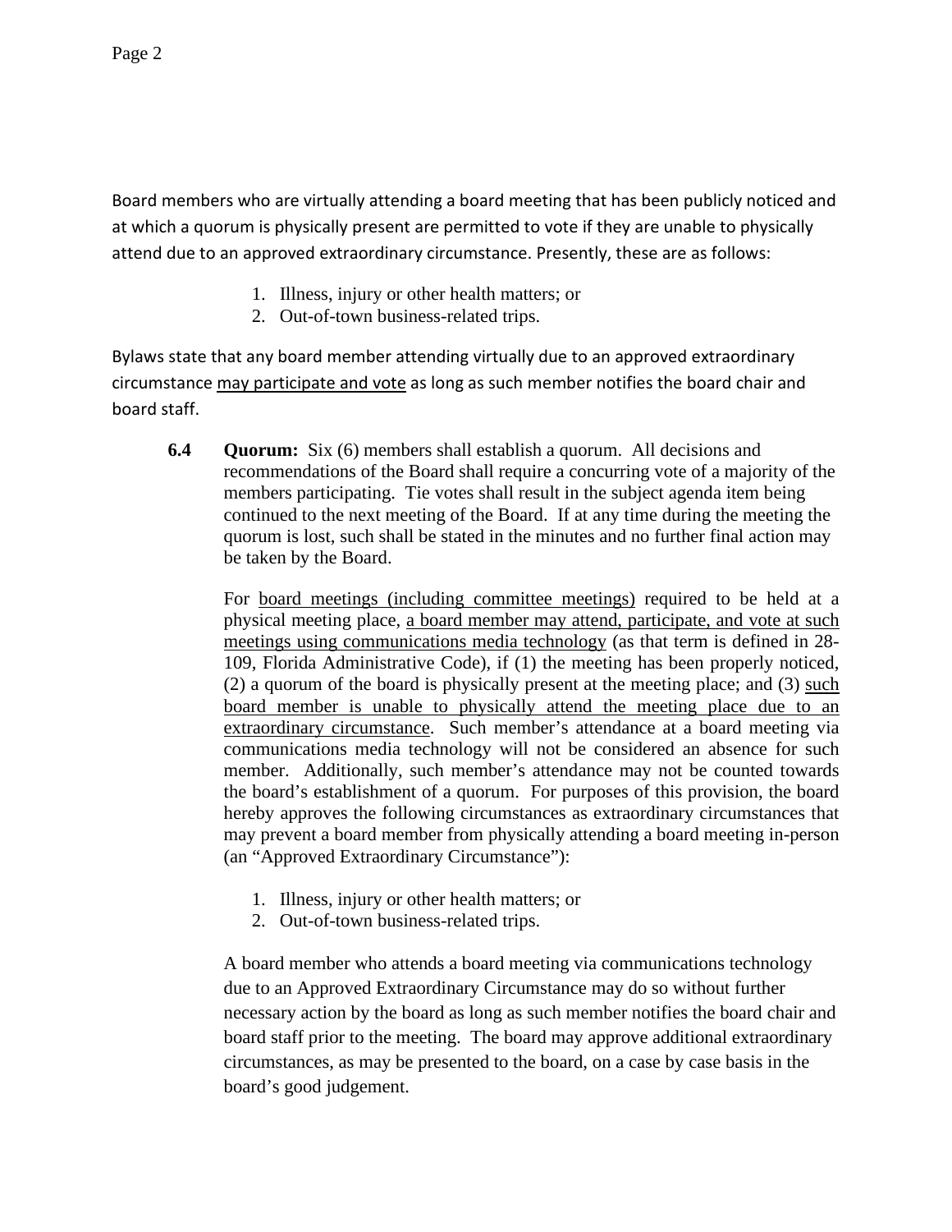Board members who are virtually attending a board meeting that has been publicly noticed and at which a quorum is physically present are permitted to vote if they are unable to physically attend due to an approved extraordinary circumstance. Presently, these are as follows:

1. Illness, injury or other health matters; or
2. Out-of-town business-related trips.

Bylaws state that any board member attending virtually due to an approved extraordinary circumstance <u>may participate and vote</u> as long as such member notifies the board chair and board staff.

**6.4 Quorum:** Six (6) members shall establish a quorum. All decisions and recommendations of the Board shall require a concurring vote of a majority of the members participating. Tie votes shall result in the subject agenda item being continued to the next meeting of the Board. If at any time during the meeting the quorum is lost, such shall be stated in the minutes and no further final action may be taken by the Board.

For <u>board meetings (including committee meetings)</u> required to be held at a physical meeting place, <u>a board member may attend, participate, and vote at such meetings using communications media technology</u> (as that term is defined in 28-109, Florida Administrative Code), if (1) the meeting has been properly noticed, (2) a quorum of the board is physically present at the meeting place; and (3) <u>such board member is unable to physically attend the meeting place due to an extraordinary circumstance</u>. Such member's attendance at a board meeting via communications media technology will not be considered an absence for such member. Additionally, such member's attendance may not be counted towards the board's establishment of a quorum. For purposes of this provision, the board hereby approves the following circumstances as extraordinary circumstances that may prevent a board member from physically attending a board meeting in-person (an "Approved Extraordinary Circumstance"):

1. Illness, injury or other health matters; or
2. Out-of-town business-related trips.

A board member who attends a board meeting via communications technology due to an Approved Extraordinary Circumstance may do so without further necessary action by the board as long as such member notifies the board chair and board staff prior to the meeting. The board may approve additional extraordinary circumstances, as may be presented to the board, on a case by case basis in the board's good judgement.